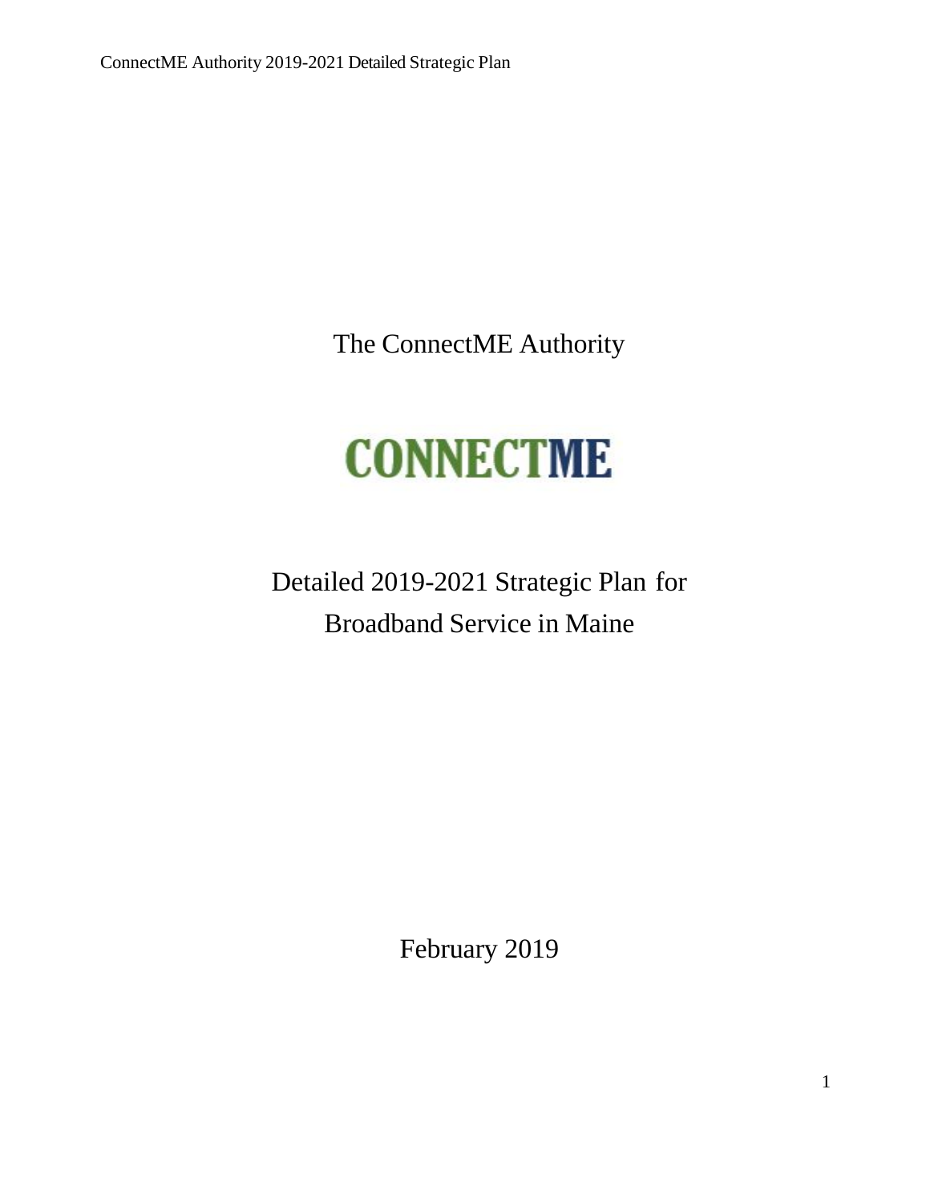# The ConnectME Authority

CONNECTME

## Detailed 2019-2021 Strategic Plan for Broadband Service in Maine

February 2019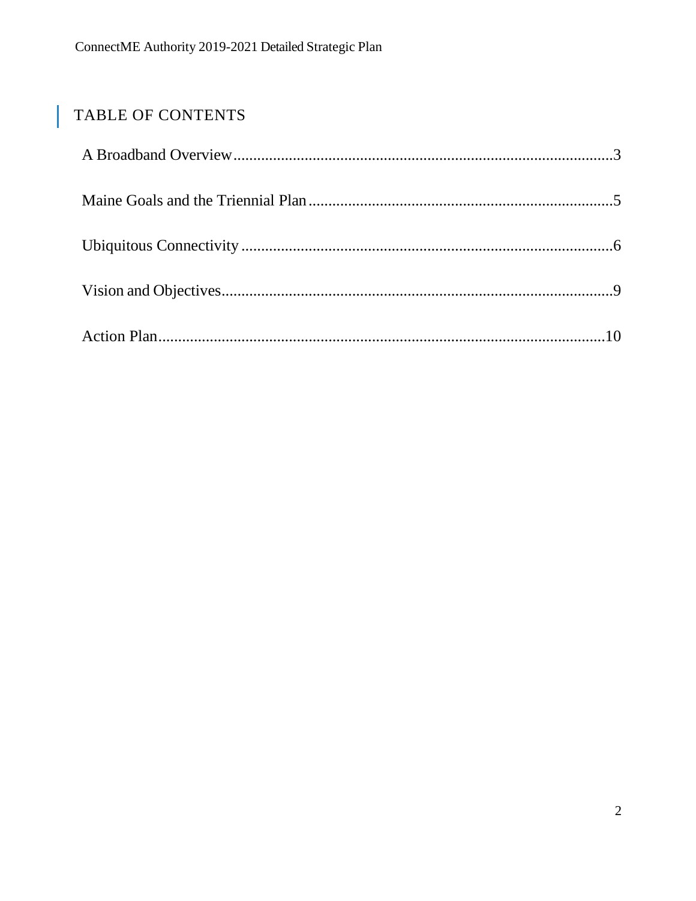# TABLE OF CONTENTS

A Broadband Overview....................................................................................................3

Maine Goals and the Triennial Plan............................................................................5

Ubiquitous Connectivity..............................................................................................6

Vision and Objectives....................................................................................................9

Action Plan...................................................................................................................10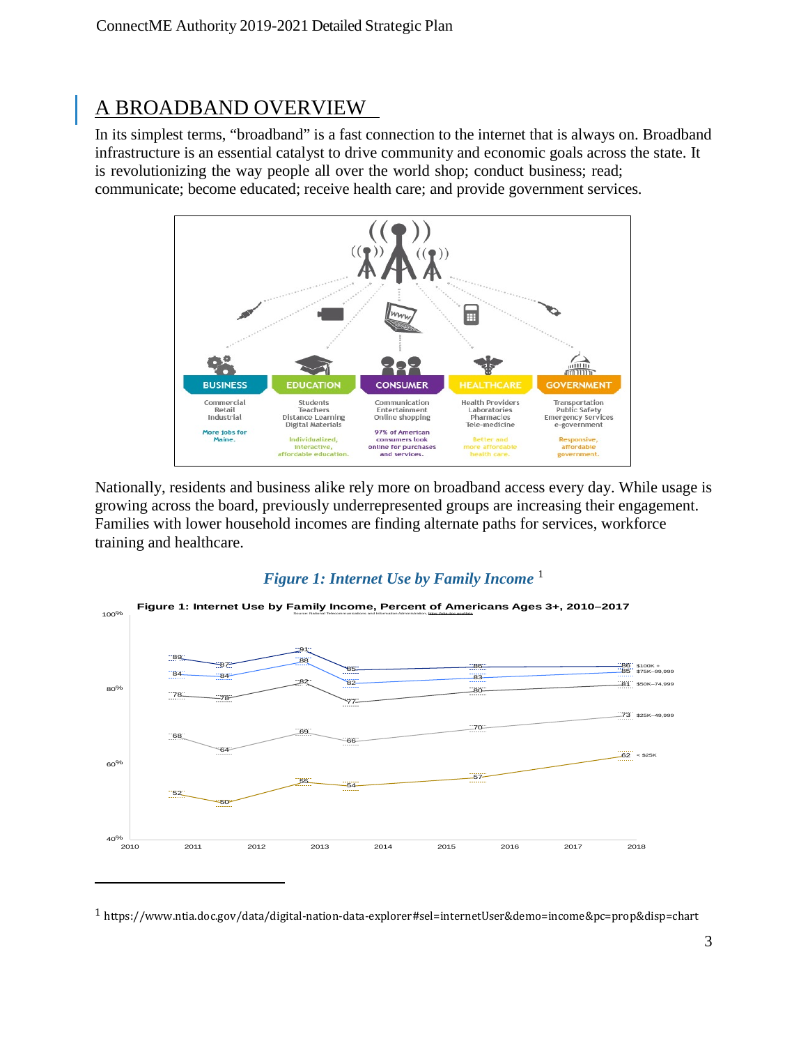# A BROADBAND OVERVIEW

In its simplest terms, “broadband” is a fast connection to the internet that is always on. Broadband infrastructure is an essential catalyst to drive community and economic goals across the state. It is revolutionizing the way people all over the world shop; conduct business; read; communicate; become educated; receive health care; and provide government services.

Nationally, residents and business alike rely more on broadband access every day. While usage is growing across the board, previously underrepresented groups are increasing their engagement. Families with lower household incomes are finding alternate paths for services, workforce training and healthcare.

***Figure 1: Internet Use by Family Income*** [1]

[1] https://www.ntia.doc.gov/data/digital-nation-data-explorer#sel=internetUser&demo=income&pc=prop&disp=chart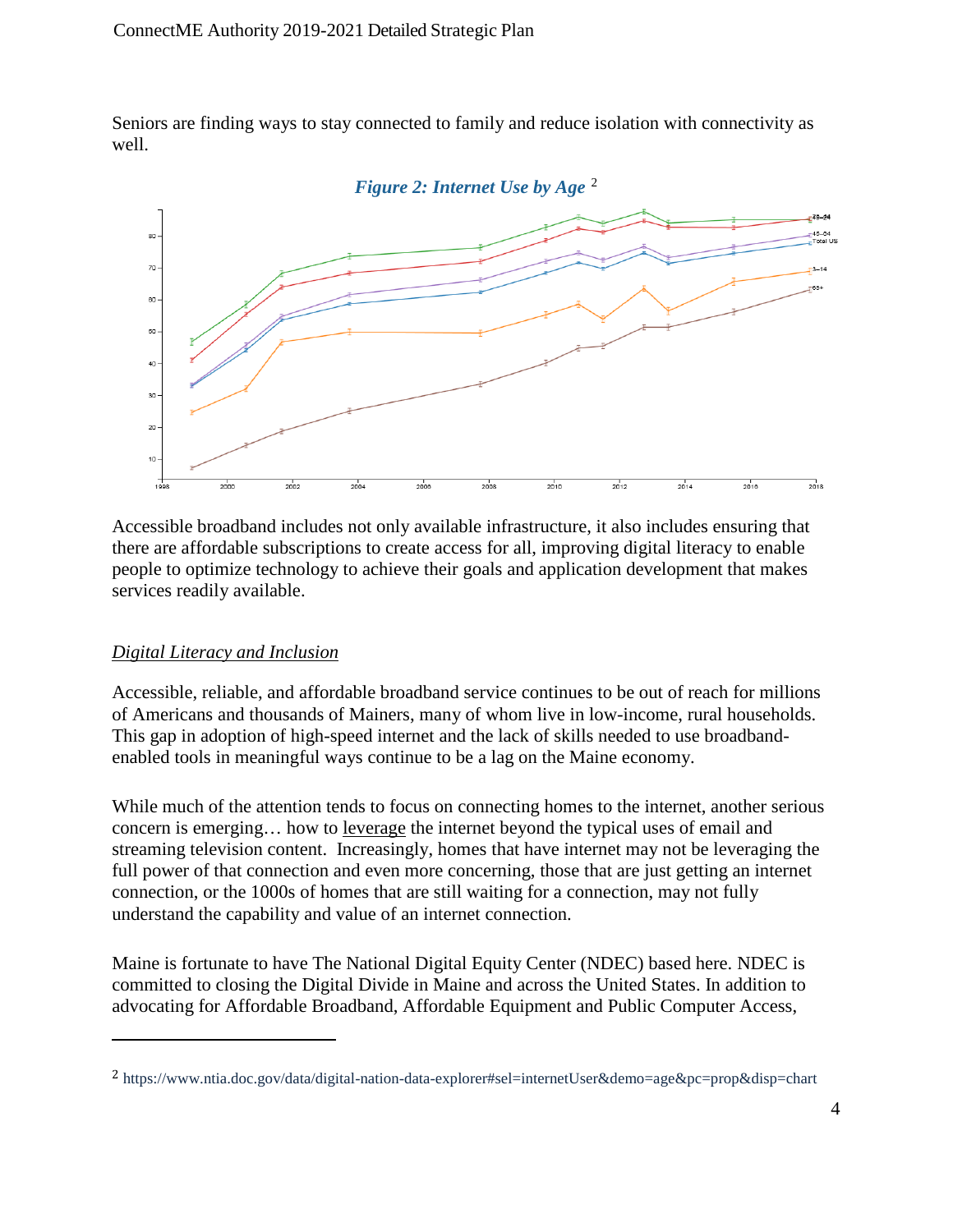Seniors are finding ways to stay connected to family and reduce isolation with connectivity as well.

*Figure 2: Internet Use by Age* [2]

Accessible broadband includes not only available infrastructure, it also includes ensuring that there are affordable subscriptions to create access for all, improving digital literacy to enable people to optimize technology to achieve their goals and application development that makes services readily available.

## *Digital Literacy and Inclusion*

Accessible, reliable, and affordable broadband service continues to be out of reach for millions of Americans and thousands of Mainers, many of whom live in low-income, rural households. This gap in adoption of high-speed internet and the lack of skills needed to use broadband-enabled tools in meaningful ways continue to be a lag on the Maine economy.

While much of the attention tends to focus on connecting homes to the internet, another serious concern is emerging… how to leverage the internet beyond the typical uses of email and streaming television content. Increasingly, homes that have internet may not be leveraging the full power of that connection and even more concerning, those that are just getting an internet connection, or the 1000s of homes that are still waiting for a connection, may not fully understand the capability and value of an internet connection.

Maine is fortunate to have The National Digital Equity Center (NDEC) based here. NDEC is committed to closing the Digital Divide in Maine and across the United States. In addition to advocating for Affordable Broadband, Affordable Equipment and Public Computer Access,

---

[2] https://www.ntia.doc.gov/data/digital-nation-data-explorer#sel=internetUser&demo=age&pc=prop&disp=chart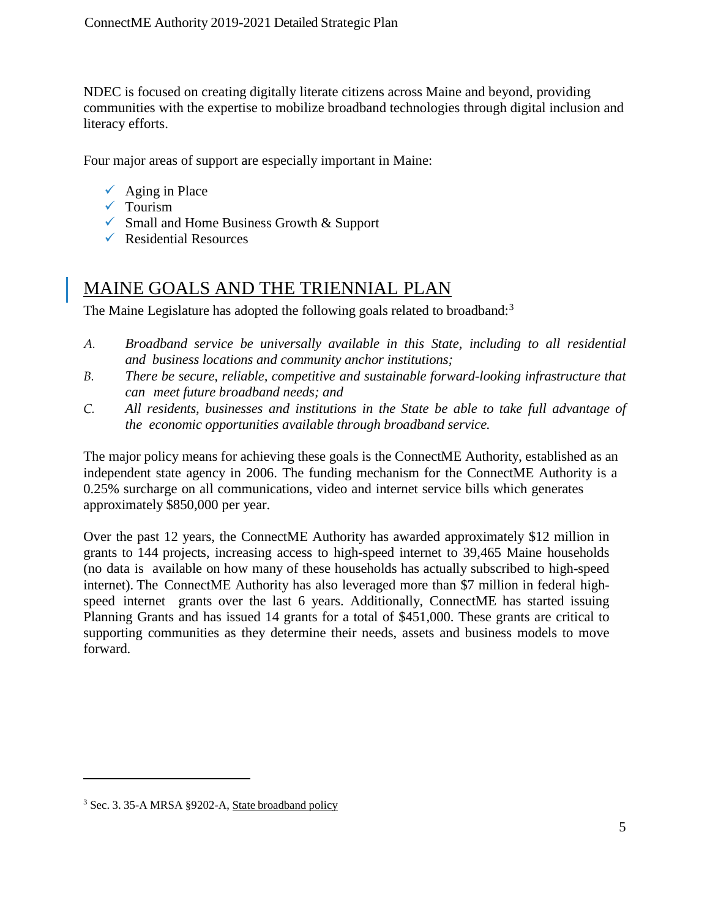NDEC is focused on creating digitally literate citizens across Maine and beyond, providing communities with the expertise to mobilize broadband technologies through digital inclusion and literacy efforts.

Four major areas of support are especially important in Maine:

- ✓ Aging in Place
- ✓ Tourism
- ✓ Small and Home Business Growth & Support
- ✓ Residential Resources

## MAINE GOALS AND THE TRIENNIAL PLAN

The Maine Legislature has adopted the following goals related to broadband:[3]

*A. Broadband service be universally available in this State, including to all residential and business locations and community anchor institutions;*

*B. There be secure, reliable, competitive and sustainable forward-looking infrastructure that can meet future broadband needs; and*

*C. All residents, businesses and institutions in the State be able to take full advantage of the economic opportunities available through broadband service.*

The major policy means for achieving these goals is the ConnectME Authority, established as an independent state agency in 2006. The funding mechanism for the ConnectME Authority is a 0.25% surcharge on all communications, video and internet service bills which generates approximately $850,000 per year.

Over the past 12 years, the ConnectME Authority has awarded approximately $12 million in grants to 144 projects, increasing access to high-speed internet to 39,465 Maine households (no data is available on how many of these households has actually subscribed to high-speed internet). The ConnectME Authority has also leveraged more than $7 million in federal high-speed internet grants over the last 6 years. Additionally, ConnectME has started issuing Planning Grants and has issued 14 grants for a total of $451,000. These grants are critical to supporting communities as they determine their needs, assets and business models to move forward.

[3] Sec. 3. 35-A MRSA §9202-A, State broadband policy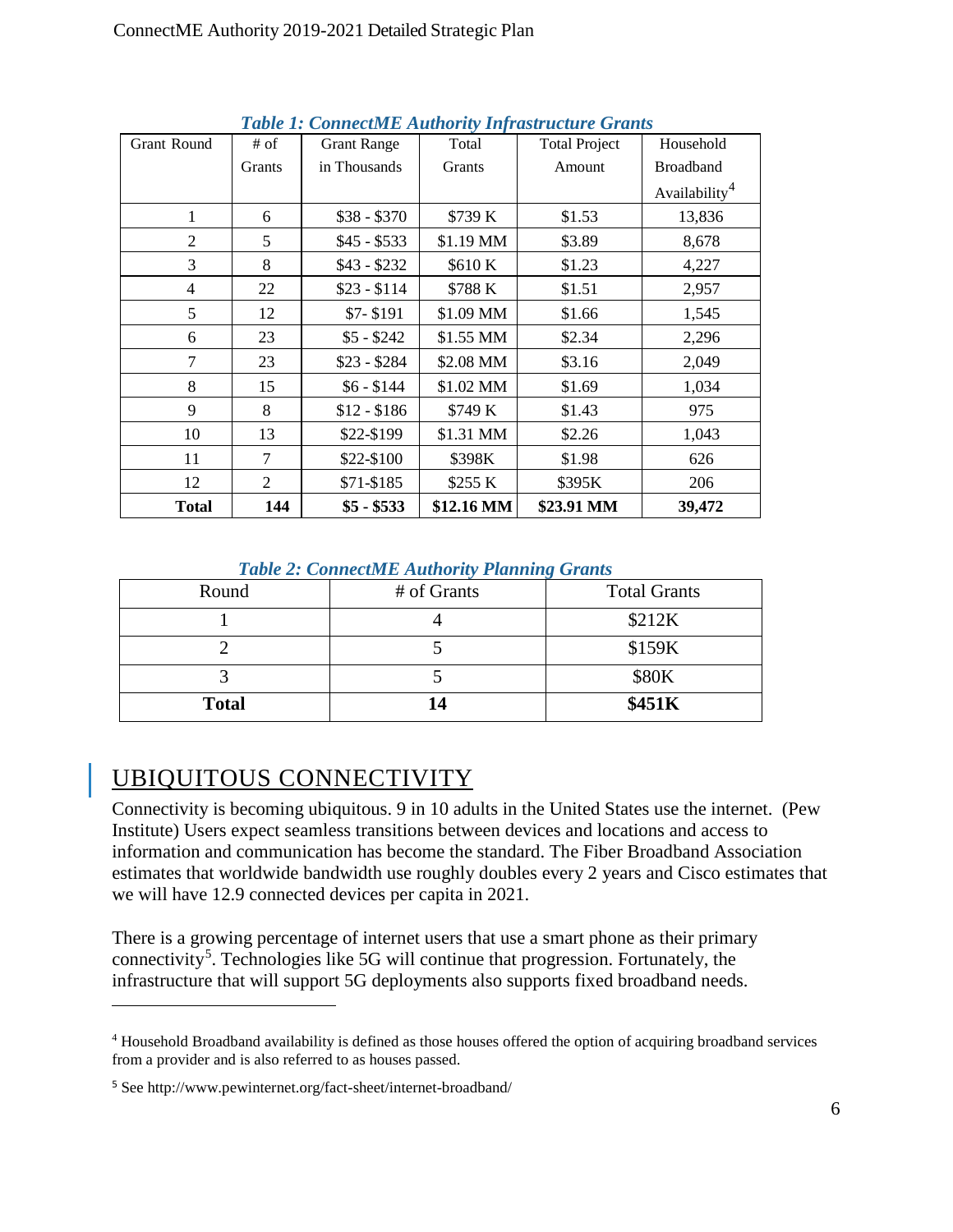*Table 1: ConnectME Authority Infrastructure Grants*

| Grant Round | # of Grants | Grant Range in Thousands | Total Grants | Total Project Amount | Household Broadband Availability[4] |
|---|---|---|---|---|---|
| 1 | 6 | $38 - $370 | $739 K | $1.53 | 13,836 |
| 2 | 5 | $45 - $533 | $1.19 MM | $3.89 | 8,678 |
| 3 | 8 | $43 - $232 | $610 K | $1.23 | 4,227 |
| 4 | 22 | $23 - $114 | $788 K | $1.51 | 2,957 |
| 5 | 12 | $7- $191 | $1.09 MM | $1.66 | 1,545 |
| 6 | 23 | $5 - $242 | $1.55 MM | $2.34 | 2,296 |
| 7 | 23 | $23 - $284 | $2.08 MM | $3.16 | 2,049 |
| 8 | 15 | $6 - $144 | $1.02 MM | $1.69 | 1,034 |
| 9 | 8 | $12 - $186 | $749 K | $1.43 | 975 |
| 10 | 13 | $22-$199 | $1.31 MM | $2.26 | 1,043 |
| 11 | 7 | $22-$100 | $398K | $1.98 | 626 |
| 12 | 2 | $71-$185 | $255 K | $395K | 206 |
| **Total** | **144** | **$5 - $533** | **$12.16 MM** | **$23.91 MM** | **39,472** |

*Table 2: ConnectME Authority Planning Grants*

| Round | # of Grants | Total Grants |
|---|---|---|
| 1 | 4 | $212K |
| 2 | 5 | $159K |
| 3 | 5 | $80K |
| **Total** | **14** | **$451K** |

## UBIQUITOUS CONNECTIVITY

Connectivity is becoming ubiquitous. 9 in 10 adults in the United States use the internet. (Pew Institute) Users expect seamless transitions between devices and locations and access to information and communication has become the standard. The Fiber Broadband Association estimates that worldwide bandwidth use roughly doubles every 2 years and Cisco estimates that we will have 12.9 connected devices per capita in 2021.

There is a growing percentage of internet users that use a smart phone as their primary connectivity[5]. Technologies like 5G will continue that progression. Fortunately, the infrastructure that will support 5G deployments also supports fixed broadband needs.

---

[4] Household Broadband availability is defined as those houses offered the option of acquiring broadband services from a provider and is also referred to as houses passed.

[5] See http://www.pewinternet.org/fact-sheet/internet-broadband/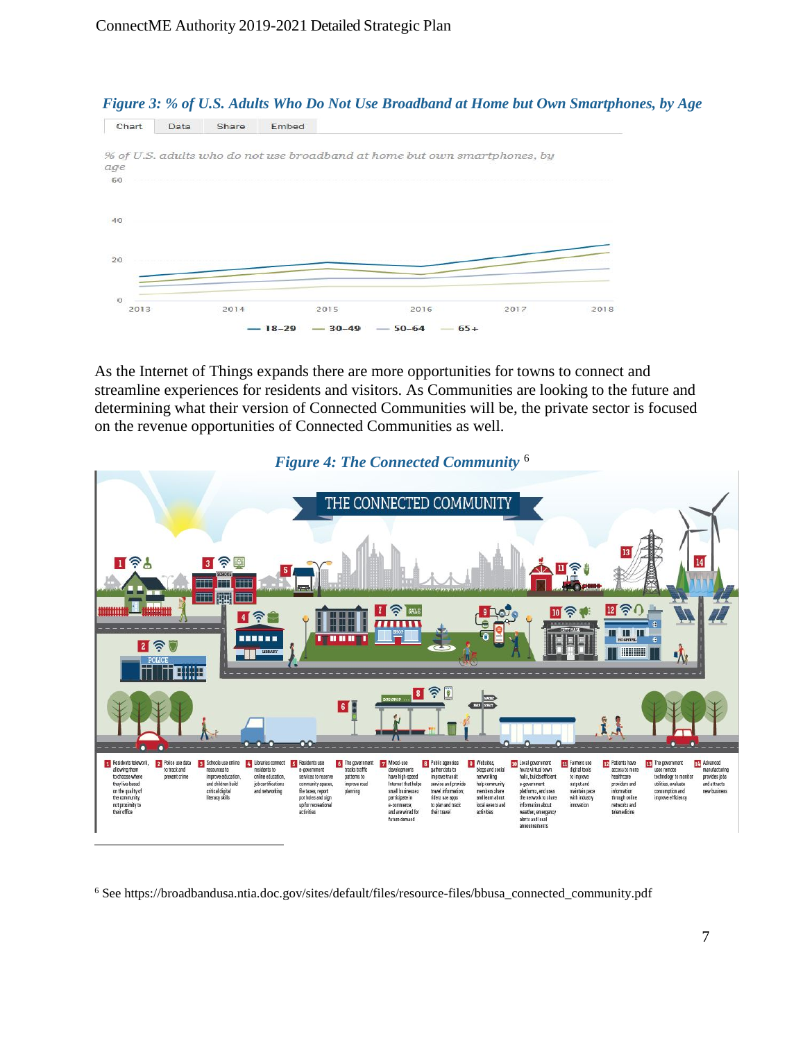*Figure 3: % of U.S. Adults Who Do Not Use Broadband at Home but Own Smartphones, by Age*

As the Internet of Things expands there are more opportunities for towns to connect and streamline experiences for residents and visitors. As Communities are looking to the future and determining what their version of Connected Communities will be, the private sector is focused on the revenue opportunities of Connected Communities as well.

*Figure 4: The Connected Community* [6]

---

[6] See https://broadbandusa.ntia.doc.gov/sites/default/files/resource-files/bbusa_connected_community.pdf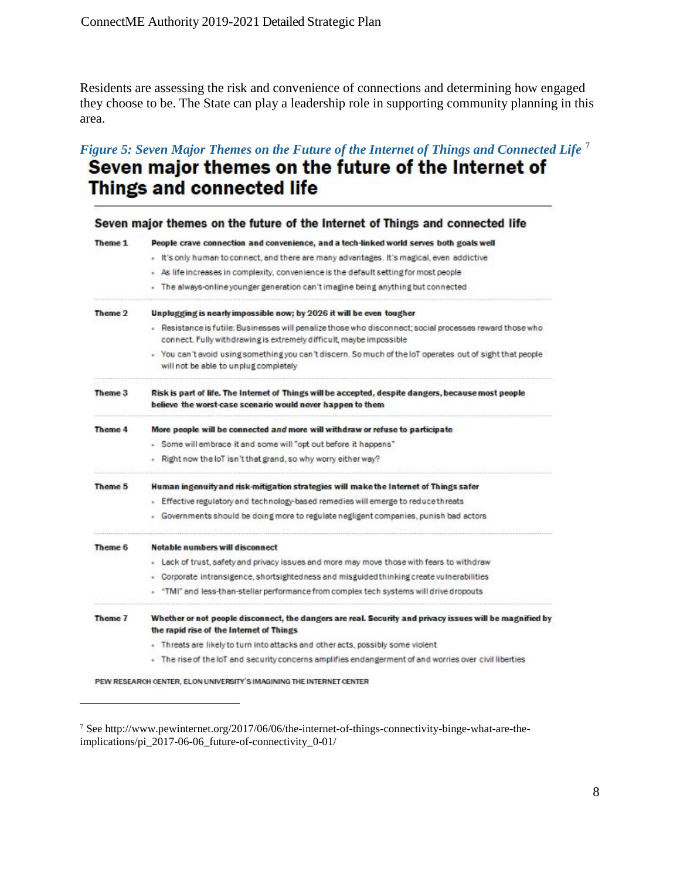Residents are assessing the risk and convenience of connections and determining how engaged they choose to be. The State can play a leadership role in supporting community planning in this area.

*Figure 5: Seven Major Themes on the Future of the Internet of Things and Connected Life* [7]

## Seven major themes on the future of the Internet of Things and connected life

### Seven major themes on the future of the Internet of Things and connected life

| | |
|---|---|
| **Theme 1** | **People crave connection and convenience, and a tech-linked world serves both goals well**<br>• It's only human to connect, and there are many advantages. It's magical, even addictive<br>• As life increases in complexity, convenience is the default setting for most people<br>• The always-online younger generation can't imagine being anything but connected |
| **Theme 2** | **Unplugging is nearly impossible now; by 2026 it will be even tougher**<br>• Resistance is futile: Businesses will penalize those who disconnect; social processes reward those who connect. Fully withdrawing is extremely difficult, maybe impossible<br>• You can't avoid using something you can't discern. So much of the IoT operates out of sight that people will not be able to unplug completely |
| **Theme 3** | **Risk is part of life. The Internet of Things will be accepted, despite dangers, because most people believe the worst-case scenario would never happen to them** |
| **Theme 4** | **More people will be connected *and* more will withdraw or refuse to participate**<br>• Some will embrace it and some will "opt out before it happens"<br>• Right now the IoT isn't that grand, so why worry either way? |
| **Theme 5** | **Human ingenuity and risk-mitigation strategies will make the Internet of Things safer**<br>• Effective regulatory and technology-based remedies will emerge to reduce threats<br>• Governments should be doing more to regulate negligent companies, punish bad actors |
| **Theme 6** | **Notable numbers will disconnect**<br>• Lack of trust, safety and privacy issues and more may move those with fears to withdraw<br>• Corporate intransigence, shortsightedness and misguided thinking create vulnerabilities<br>• "TMI" and less-than-stellar performance from complex tech systems will drive dropouts |
| **Theme 7** | **Whether or not people disconnect, the dangers are real. Security and privacy issues will be magnified by the rapid rise of the Internet of Things**<br>• Threats are likely to turn into attacks and other acts, possibly some violent<br>• The rise of the IoT and security concerns amplifies endangerment of and worries over civil liberties |

PEW RESEARCH CENTER, ELON UNIVERSITY'S IMAGINING THE INTERNET CENTER

---

[7] See http://www.pewinternet.org/2017/06/06/the-internet-of-things-connectivity-binge-what-are-the-implications/pi_2017-06-06_future-of-connectivity_0-01/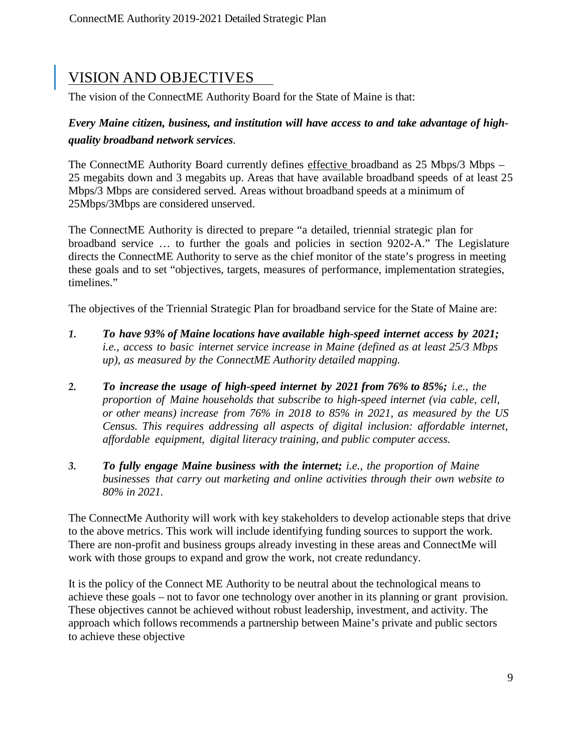## VISION AND OBJECTIVES

The vision of the ConnectME Authority Board for the State of Maine is that:

***Every Maine citizen, business, and institution will have access to and take advantage of high-quality broadband network services*.**

The ConnectME Authority Board currently defines effective broadband as 25 Mbps/3 Mbps – 25 megabits down and 3 megabits up. Areas that have available broadband speeds of at least 25 Mbps/3 Mbps are considered served. Areas without broadband speeds at a minimum of 25Mbps/3Mbps are considered unserved.

The ConnectME Authority is directed to prepare "a detailed, triennial strategic plan for broadband service … to further the goals and policies in section 9202-A." The Legislature directs the ConnectME Authority to serve as the chief monitor of the state's progress in meeting these goals and to set "objectives, targets, measures of performance, implementation strategies, timelines."

The objectives of the Triennial Strategic Plan for broadband service for the State of Maine are:

1. ***To have 93% of Maine locations have available high-speed internet access by 2021;*** *i.e., access to basic internet service increase in Maine (defined as at least 25/3 Mbps up), as measured by the ConnectME Authority detailed mapping.*

2. ***To increase the usage of high-speed internet by 2021 from 76% to 85%;*** *i.e., the proportion of Maine households that subscribe to high-speed internet (via cable, cell, or other means) increase from 76% in 2018 to 85% in 2021, as measured by the US Census. This requires addressing all aspects of digital inclusion: affordable internet, affordable equipment, digital literacy training, and public computer access.*

3. ***To fully engage Maine business with the internet;*** *i.e., the proportion of Maine businesses that carry out marketing and online activities through their own website to 80% in 2021.*

The ConnectMe Authority will work with key stakeholders to develop actionable steps that drive to the above metrics. This work will include identifying funding sources to support the work. There are non-profit and business groups already investing in these areas and ConnectMe will work with those groups to expand and grow the work, not create redundancy.

It is the policy of the Connect ME Authority to be neutral about the technological means to achieve these goals – not to favor one technology over another in its planning or grant provision. These objectives cannot be achieved without robust leadership, investment, and activity. The approach which follows recommends a partnership between Maine's private and public sectors to achieve these objective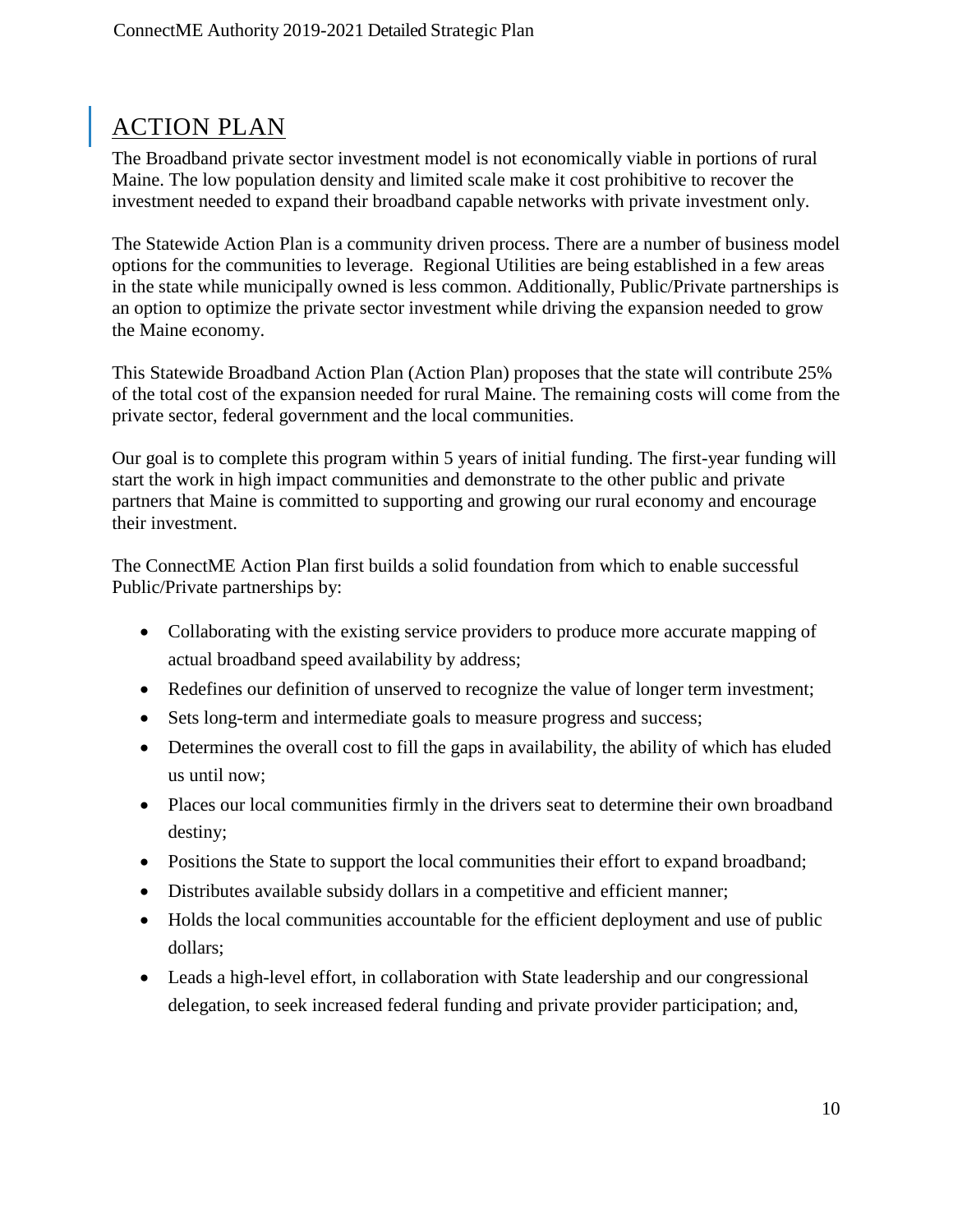## ACTION PLAN

The Broadband private sector investment model is not economically viable in portions of rural Maine. The low population density and limited scale make it cost prohibitive to recover the investment needed to expand their broadband capable networks with private investment only.

The Statewide Action Plan is a community driven process. There are a number of business model options for the communities to leverage. Regional Utilities are being established in a few areas in the state while municipally owned is less common. Additionally, Public/Private partnerships is an option to optimize the private sector investment while driving the expansion needed to grow the Maine economy.

This Statewide Broadband Action Plan (Action Plan) proposes that the state will contribute 25% of the total cost of the expansion needed for rural Maine. The remaining costs will come from the private sector, federal government and the local communities.

Our goal is to complete this program within 5 years of initial funding. The first-year funding will start the work in high impact communities and demonstrate to the other public and private partners that Maine is committed to supporting and growing our rural economy and encourage their investment.

The ConnectME Action Plan first builds a solid foundation from which to enable successful Public/Private partnerships by:

- Collaborating with the existing service providers to produce more accurate mapping of actual broadband speed availability by address;
- Redefines our definition of unserved to recognize the value of longer term investment;
- Sets long-term and intermediate goals to measure progress and success;
- Determines the overall cost to fill the gaps in availability, the ability of which has eluded us until now;
- Places our local communities firmly in the drivers seat to determine their own broadband destiny;
- Positions the State to support the local communities their effort to expand broadband;
- Distributes available subsidy dollars in a competitive and efficient manner;
- Holds the local communities accountable for the efficient deployment and use of public dollars;
- Leads a high-level effort, in collaboration with State leadership and our congressional delegation, to seek increased federal funding and private provider participation; and,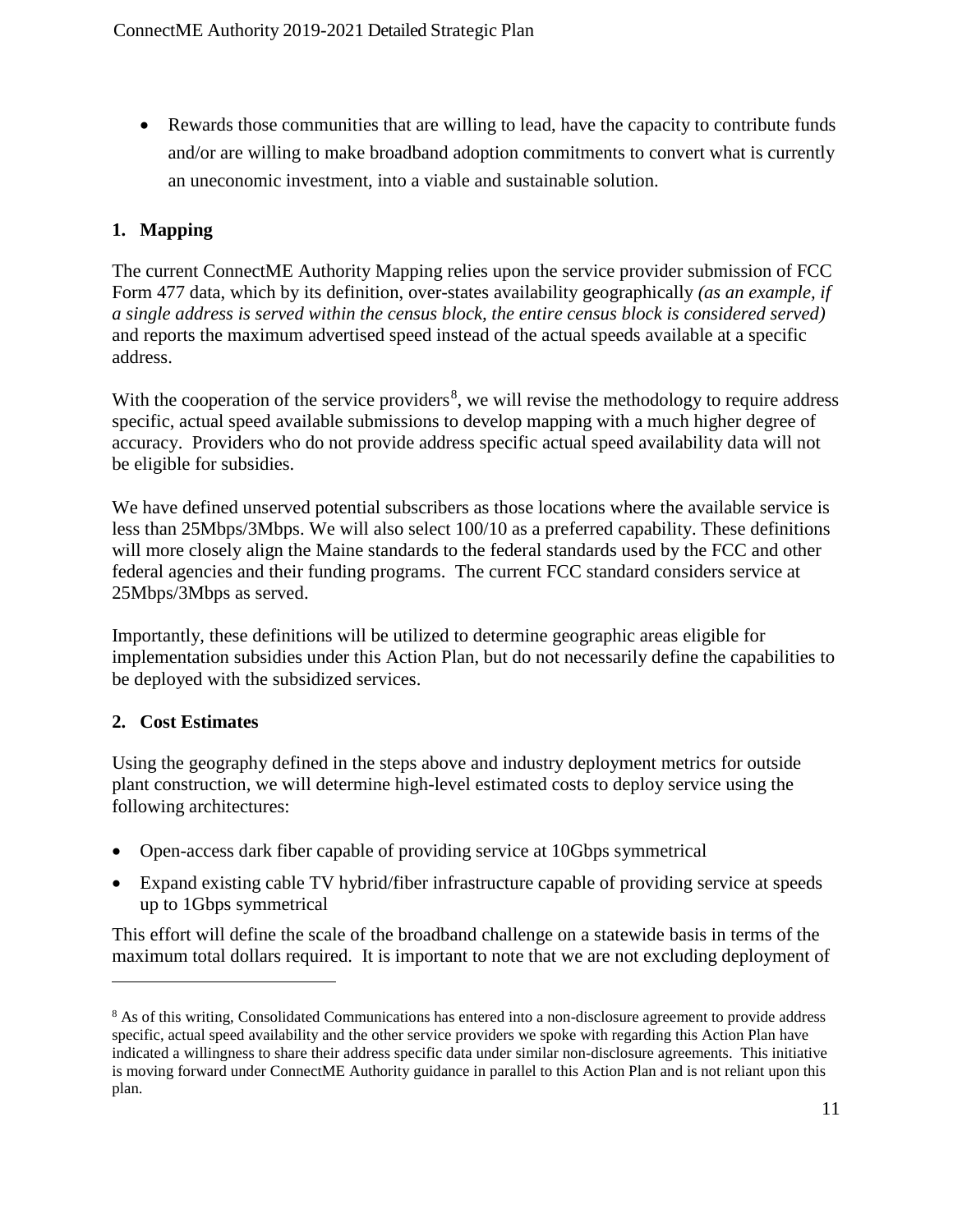- Rewards those communities that are willing to lead, have the capacity to contribute funds and/or are willing to make broadband adoption commitments to convert what is currently an uneconomic investment, into a viable and sustainable solution.

## 1. Mapping

The current ConnectME Authority Mapping relies upon the service provider submission of FCC Form 477 data, which by its definition, over-states availability geographically *(as an example, if a single address is served within the census block, the entire census block is considered served)* and reports the maximum advertised speed instead of the actual speeds available at a specific address.

With the cooperation of the service providers[8], we will revise the methodology to require address specific, actual speed available submissions to develop mapping with a much higher degree of accuracy. Providers who do not provide address specific actual speed availability data will not be eligible for subsidies.

We have defined unserved potential subscribers as those locations where the available service is less than 25Mbps/3Mbps. We will also select 100/10 as a preferred capability. These definitions will more closely align the Maine standards to the federal standards used by the FCC and other federal agencies and their funding programs. The current FCC standard considers service at 25Mbps/3Mbps as served.

Importantly, these definitions will be utilized to determine geographic areas eligible for implementation subsidies under this Action Plan, but do not necessarily define the capabilities to be deployed with the subsidized services.

## 2. Cost Estimates

Using the geography defined in the steps above and industry deployment metrics for outside plant construction, we will determine high-level estimated costs to deploy service using the following architectures:

- Open-access dark fiber capable of providing service at 10Gbps symmetrical
- Expand existing cable TV hybrid/fiber infrastructure capable of providing service at speeds up to 1Gbps symmetrical

This effort will define the scale of the broadband challenge on a statewide basis in terms of the maximum total dollars required. It is important to note that we are not excluding deployment of

---

[8] As of this writing, Consolidated Communications has entered into a non-disclosure agreement to provide address specific, actual speed availability and the other service providers we spoke with regarding this Action Plan have indicated a willingness to share their address specific data under similar non-disclosure agreements. This initiative is moving forward under ConnectME Authority guidance in parallel to this Action Plan and is not reliant upon this plan.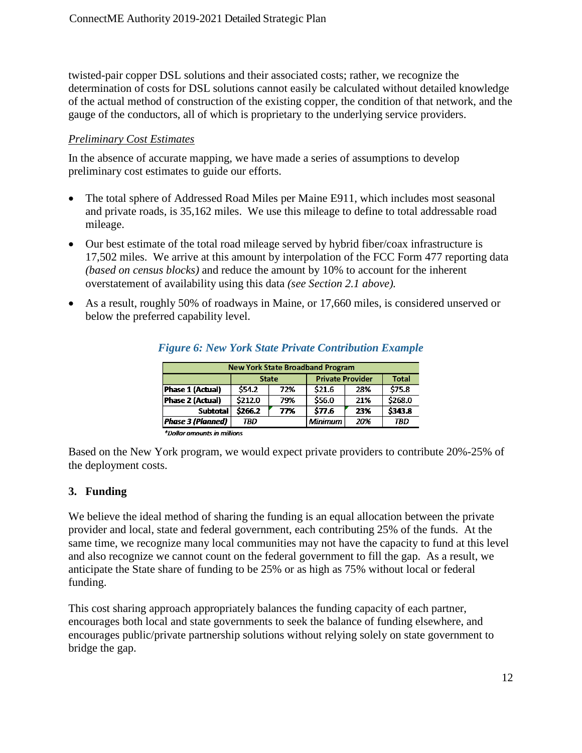twisted-pair copper DSL solutions and their associated costs; rather, we recognize the determination of costs for DSL solutions cannot easily be calculated without detailed knowledge of the actual method of construction of the existing copper, the condition of that network, and the gauge of the conductors, all of which is proprietary to the underlying service providers.

*Preliminary Cost Estimates*

In the absence of accurate mapping, we have made a series of assumptions to develop preliminary cost estimates to guide our efforts.

- The total sphere of Addressed Road Miles per Maine E911, which includes most seasonal and private roads, is 35,162 miles. We use this mileage to define to total addressable road mileage.
- Our best estimate of the total road mileage served by hybrid fiber/coax infrastructure is 17,502 miles. We arrive at this amount by interpolation of the FCC Form 477 reporting data *(based on census blocks)* and reduce the amount by 10% to account for the inherent overstatement of availability using this data *(see Section 2.1 above).*
- As a result, roughly 50% of roadways in Maine, or 17,660 miles, is considered unserved or below the preferred capability level.

***Figure 6: New York State Private Contribution Example***

| New York State Broadband Program | | | | | |
|---|---|---|---|---|---|
| | State | | Private Provider | | Total |
| Phase 1 (Actual) | $54.2 | 72% | $21.6 | 28% | $75.8 |
| Phase 2 (Actual) | $212.0 | 79% | $56.0 | 21% | $268.0 |
| Subtotal | $266.2 | 77% | $77.6 | 23% | $343.8 |
| *Phase 3 (Planned)* | *TBD* | | *Minimum* | *20%* | *TBD* |

*\*Dollar amounts in millions*

Based on the New York program, we would expect private providers to contribute 20%-25% of the deployment costs.

## 3. Funding

We believe the ideal method of sharing the funding is an equal allocation between the private provider and local, state and federal government, each contributing 25% of the funds. At the same time, we recognize many local communities may not have the capacity to fund at this level and also recognize we cannot count on the federal government to fill the gap. As a result, we anticipate the State share of funding to be 25% or as high as 75% without local or federal funding.

This cost sharing approach appropriately balances the funding capacity of each partner, encourages both local and state governments to seek the balance of funding elsewhere, and encourages public/private partnership solutions without relying solely on state government to bridge the gap.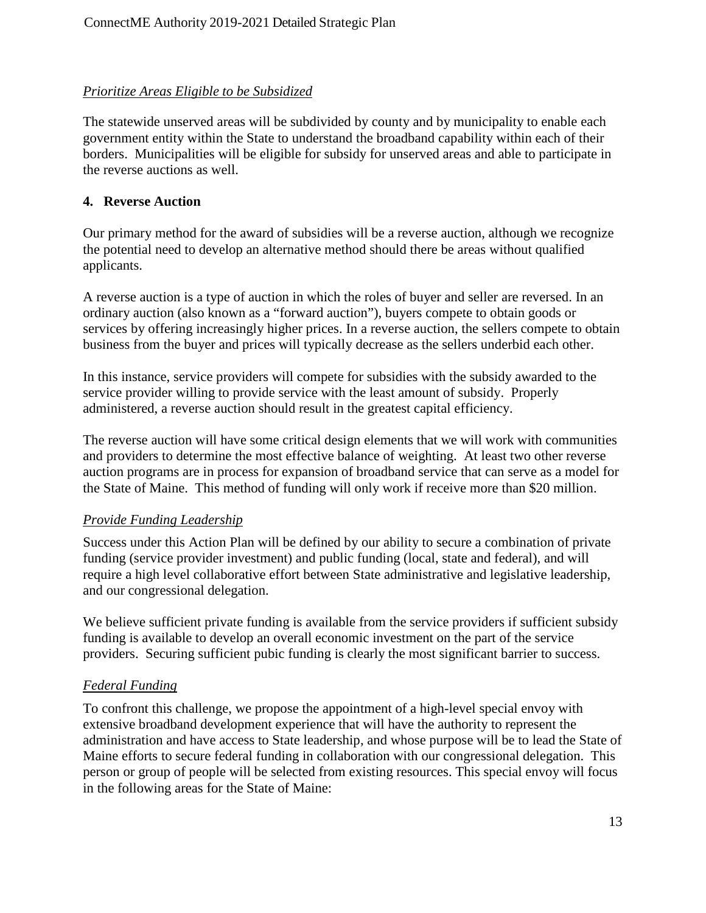*Prioritize Areas Eligible to be Subsidized*

The statewide unserved areas will be subdivided by county and by municipality to enable each government entity within the State to understand the broadband capability within each of their borders. Municipalities will be eligible for subsidy for unserved areas and able to participate in the reverse auctions as well.

## 4. Reverse Auction

Our primary method for the award of subsidies will be a reverse auction, although we recognize the potential need to develop an alternative method should there be areas without qualified applicants.

A reverse auction is a type of auction in which the roles of buyer and seller are reversed. In an ordinary auction (also known as a "forward auction"), buyers compete to obtain goods or services by offering increasingly higher prices. In a reverse auction, the sellers compete to obtain business from the buyer and prices will typically decrease as the sellers underbid each other.

In this instance, service providers will compete for subsidies with the subsidy awarded to the service provider willing to provide service with the least amount of subsidy. Properly administered, a reverse auction should result in the greatest capital efficiency.

The reverse auction will have some critical design elements that we will work with communities and providers to determine the most effective balance of weighting. At least two other reverse auction programs are in process for expansion of broadband service that can serve as a model for the State of Maine. This method of funding will only work if receive more than $20 million.

*Provide Funding Leadership*

Success under this Action Plan will be defined by our ability to secure a combination of private funding (service provider investment) and public funding (local, state and federal), and will require a high level collaborative effort between State administrative and legislative leadership, and our congressional delegation.

We believe sufficient private funding is available from the service providers if sufficient subsidy funding is available to develop an overall economic investment on the part of the service providers. Securing sufficient pubic funding is clearly the most significant barrier to success.

*Federal Funding*

To confront this challenge, we propose the appointment of a high-level special envoy with extensive broadband development experience that will have the authority to represent the administration and have access to State leadership, and whose purpose will be to lead the State of Maine efforts to secure federal funding in collaboration with our congressional delegation. This person or group of people will be selected from existing resources. This special envoy will focus in the following areas for the State of Maine: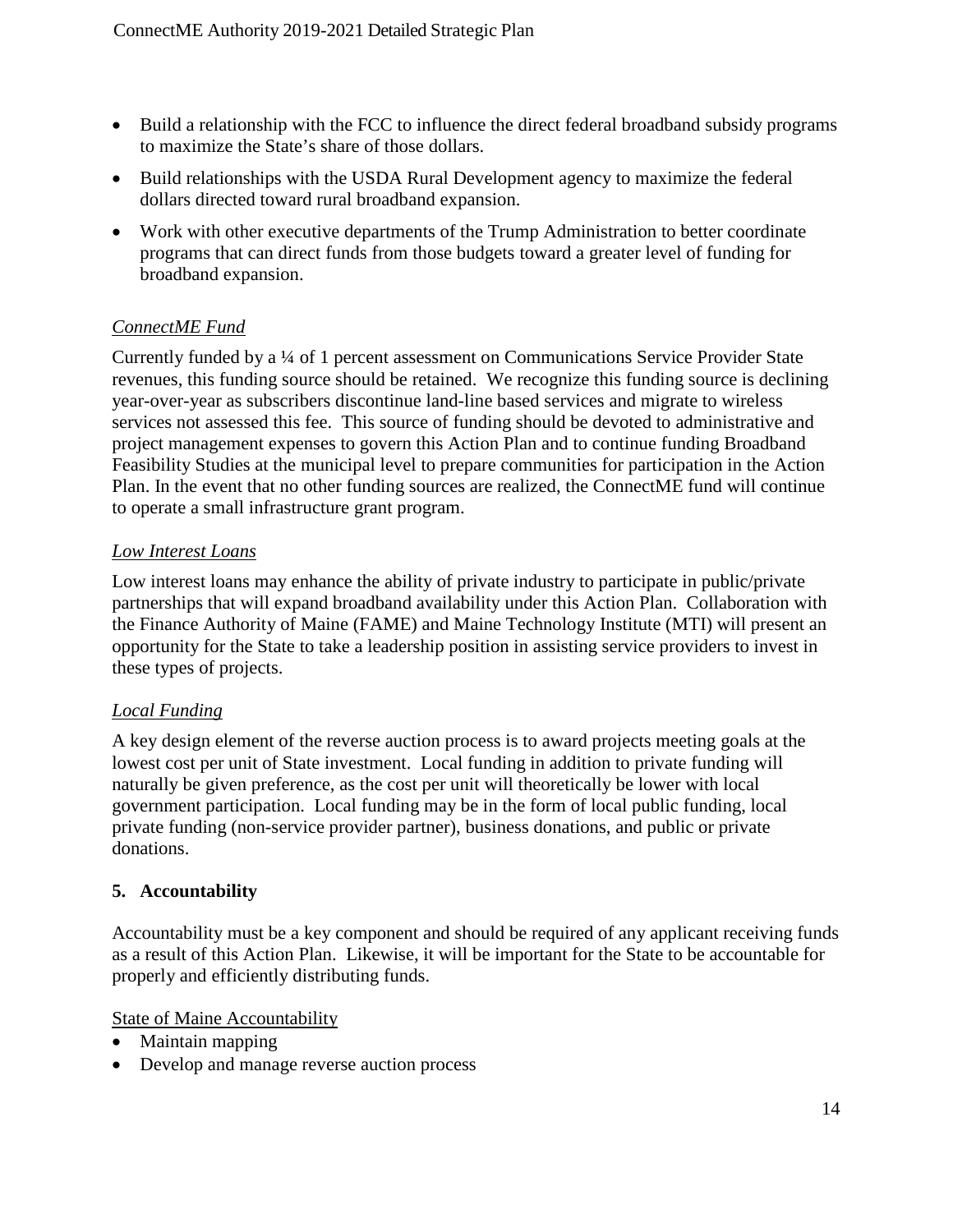- Build a relationship with the FCC to influence the direct federal broadband subsidy programs to maximize the State's share of those dollars.
- Build relationships with the USDA Rural Development agency to maximize the federal dollars directed toward rural broadband expansion.
- Work with other executive departments of the Trump Administration to better coordinate programs that can direct funds from those budgets toward a greater level of funding for broadband expansion.

*ConnectME Fund*

Currently funded by a ¼ of 1 percent assessment on Communications Service Provider State revenues, this funding source should be retained. We recognize this funding source is declining year-over-year as subscribers discontinue land-line based services and migrate to wireless services not assessed this fee. This source of funding should be devoted to administrative and project management expenses to govern this Action Plan and to continue funding Broadband Feasibility Studies at the municipal level to prepare communities for participation in the Action Plan. In the event that no other funding sources are realized, the ConnectME fund will continue to operate a small infrastructure grant program.

*Low Interest Loans*

Low interest loans may enhance the ability of private industry to participate in public/private partnerships that will expand broadband availability under this Action Plan. Collaboration with the Finance Authority of Maine (FAME) and Maine Technology Institute (MTI) will present an opportunity for the State to take a leadership position in assisting service providers to invest in these types of projects.

*Local Funding*

A key design element of the reverse auction process is to award projects meeting goals at the lowest cost per unit of State investment. Local funding in addition to private funding will naturally be given preference, as the cost per unit will theoretically be lower with local government participation. Local funding may be in the form of local public funding, local private funding (non-service provider partner), business donations, and public or private donations.

## 5. Accountability

Accountability must be a key component and should be required of any applicant receiving funds as a result of this Action Plan. Likewise, it will be important for the State to be accountable for properly and efficiently distributing funds.

State of Maine Accountability

- Maintain mapping
- Develop and manage reverse auction process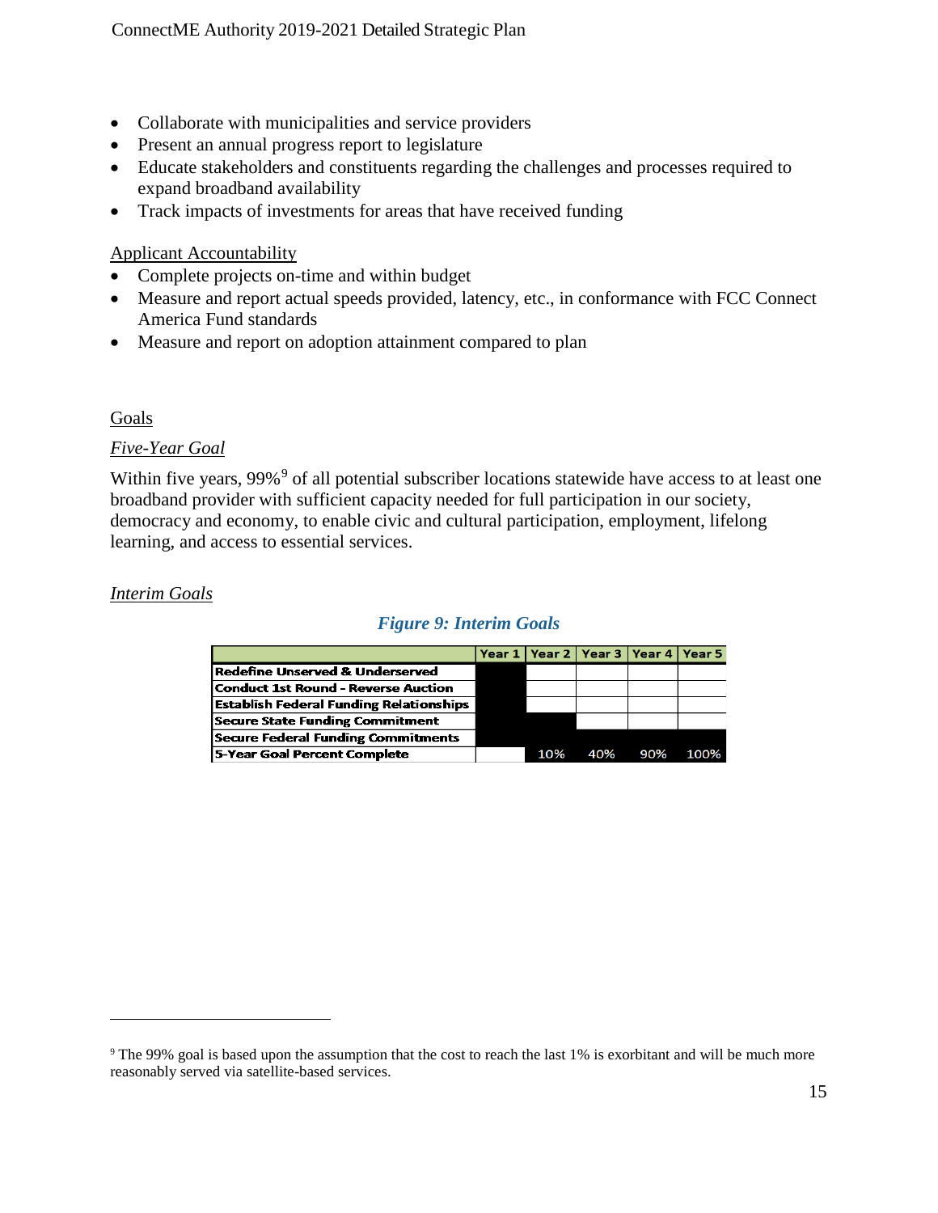- Collaborate with municipalities and service providers
- Present an annual progress report to legislature
- Educate stakeholders and constituents regarding the challenges and processes required to expand broadband availability
- Track impacts of investments for areas that have received funding

Applicant Accountability

- Complete projects on-time and within budget
- Measure and report actual speeds provided, latency, etc., in conformance with FCC Connect America Fund standards
- Measure and report on adoption attainment compared to plan

## Goals

### *Five-Year Goal*

Within five years, 99%[9] of all potential subscriber locations statewide have access to at least one broadband provider with sufficient capacity needed for full participation in our society, democracy and economy, to enable civic and cultural participation, employment, lifelong learning, and access to essential services.

### *Interim Goals*

***Figure 9: Interim Goals***

| | Year 1 | Year 2 | Year 3 | Year 4 | Year 5 |
|---|---|---|---|---|---|
| **Redefine Unserved & Underserved** | ■ | | | | |
| **Conduct 1st Round - Reverse Auction** | ■ | | | | |
| **Establish Federal Funding Relationships** | ■ | | | | |
| **Secure State Funding Commitment** | ■ | ■ | | | |
| **Secure Federal Funding Commitments** | ■ | ■ | ■ | ■ | ■ |
| **5-Year Goal Percent Complete** | | 10% | 40% | 90% | 100% |

[9] The 99% goal is based upon the assumption that the cost to reach the last 1% is exorbitant and will be much more reasonably served via satellite-based services.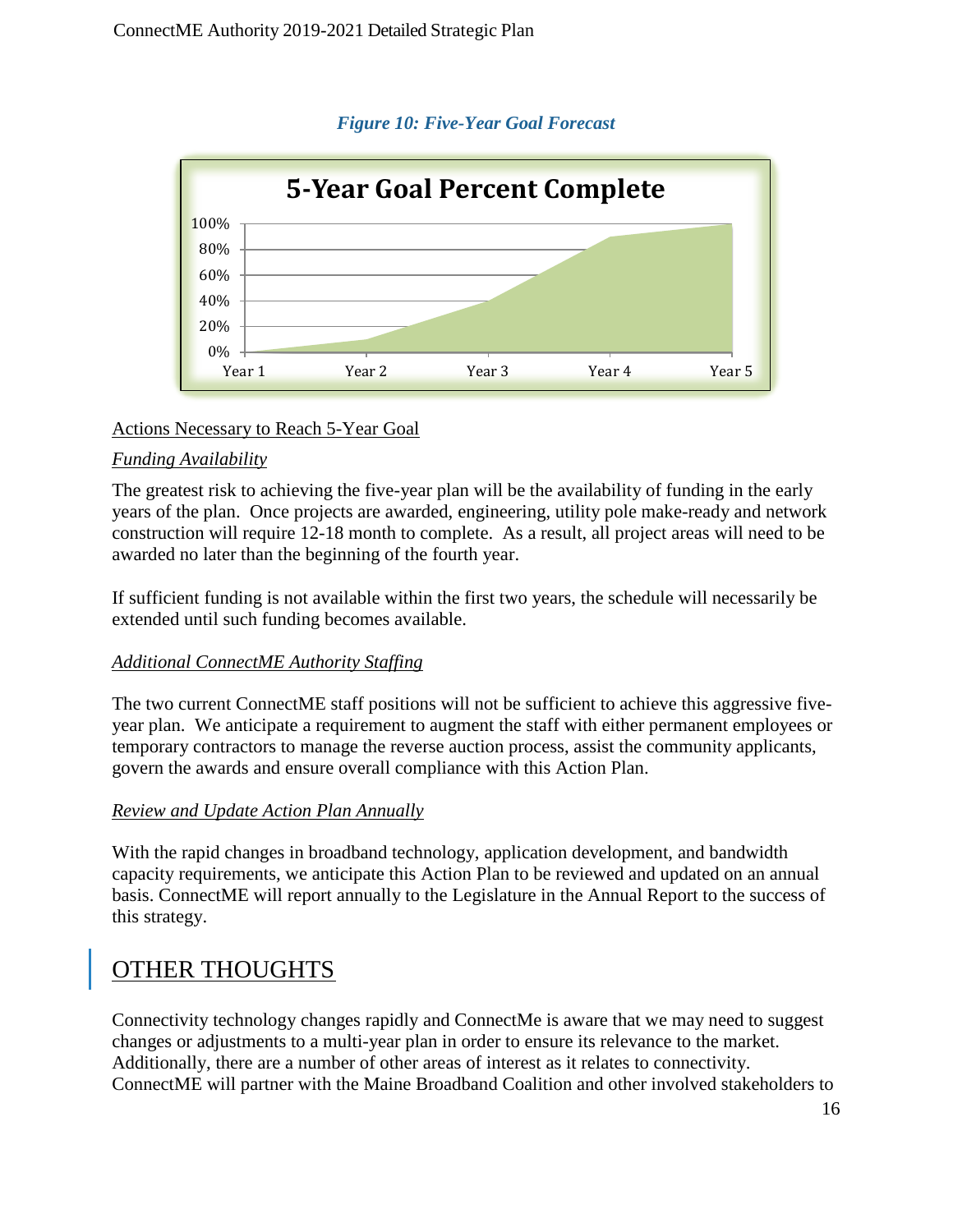*Figure 10: Five-Year Goal Forecast*

**5-Year Goal Percent Complete**

Actions Necessary to Reach 5-Year Goal

*Funding Availability*

The greatest risk to achieving the five-year plan will be the availability of funding in the early years of the plan. Once projects are awarded, engineering, utility pole make-ready and network construction will require 12-18 month to complete. As a result, all project areas will need to be awarded no later than the beginning of the fourth year.

If sufficient funding is not available within the first two years, the schedule will necessarily be extended until such funding becomes available.

*Additional ConnectME Authority Staffing*

The two current ConnectME staff positions will not be sufficient to achieve this aggressive five-year plan. We anticipate a requirement to augment the staff with either permanent employees or temporary contractors to manage the reverse auction process, assist the community applicants, govern the awards and ensure overall compliance with this Action Plan.

*Review and Update Action Plan Annually*

With the rapid changes in broadband technology, application development, and bandwidth capacity requirements, we anticipate this Action Plan to be reviewed and updated on an annual basis. ConnectME will report annually to the Legislature in the Annual Report to the success of this strategy.

# OTHER THOUGHTS

Connectivity technology changes rapidly and ConnectMe is aware that we may need to suggest changes or adjustments to a multi-year plan in order to ensure its relevance to the market. Additionally, there are a number of other areas of interest as it relates to connectivity. ConnectME will partner with the Maine Broadband Coalition and other involved stakeholders to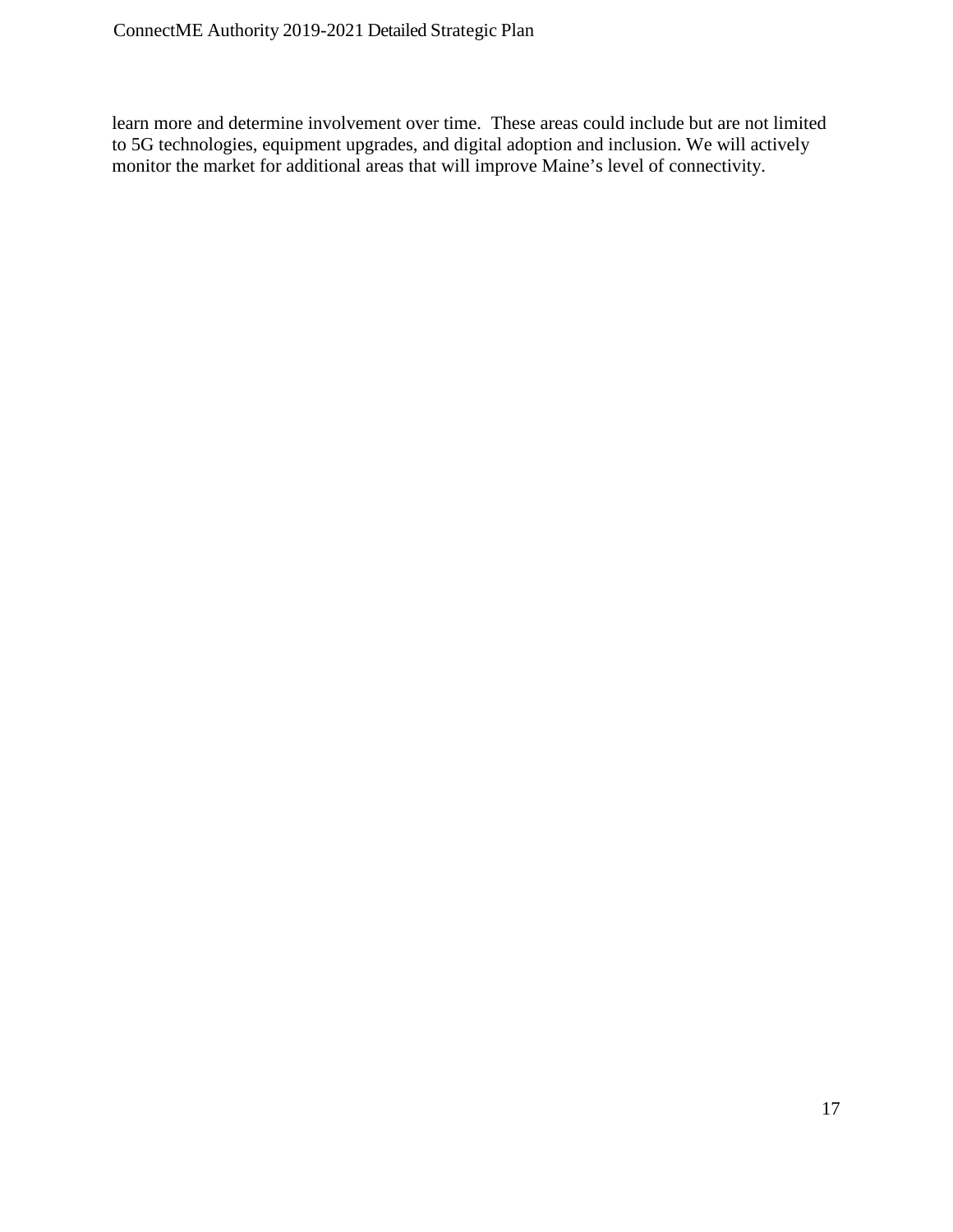learn more and determine involvement over time. These areas could include but are not limited to 5G technologies, equipment upgrades, and digital adoption and inclusion. We will actively monitor the market for additional areas that will improve Maine's level of connectivity.